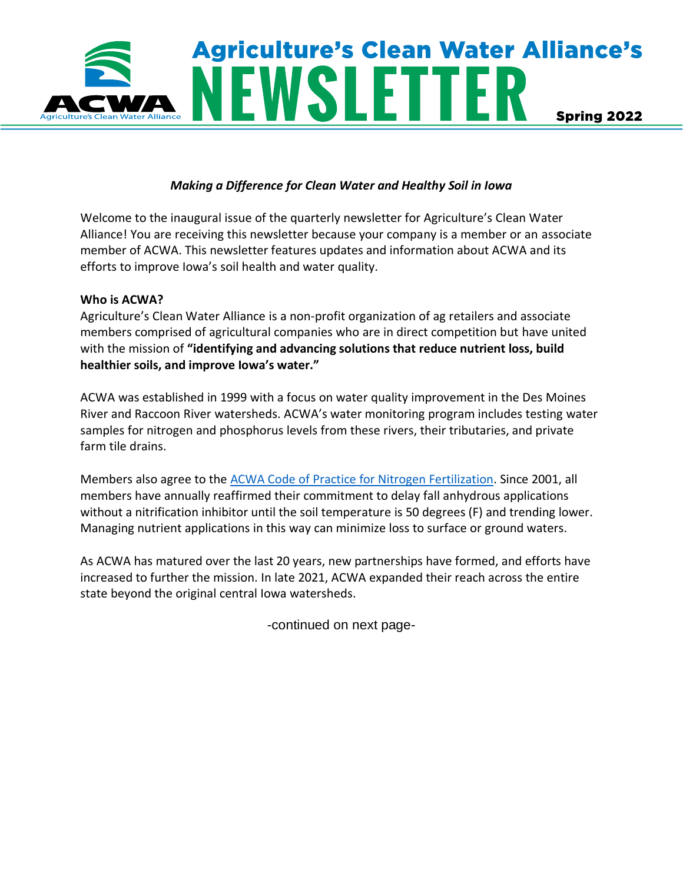# Agriculture's Clean Water Alliance's NEWSLETTER

**Spring 2022**

***Making a Difference for Clean Water and Healthy Soil in Iowa***

Welcome to the inaugural issue of the quarterly newsletter for Agriculture's Clean Water Alliance! You are receiving this newsletter because your company is a member or an associate member of ACWA. This newsletter features updates and information about ACWA and its efforts to improve Iowa's soil health and water quality.

**Who is ACWA?**

Agriculture's Clean Water Alliance is a non-profit organization of ag retailers and associate members comprised of agricultural companies who are in direct competition but have united with the mission of **"identifying and advancing solutions that reduce nutrient loss, build healthier soils, and improve Iowa's water."**

ACWA was established in 1999 with a focus on water quality improvement in the Des Moines River and Raccoon River watersheds. ACWA's water monitoring program includes testing water samples for nitrogen and phosphorus levels from these rivers, their tributaries, and private farm tile drains.

Members also agree to the ACWA Code of Practice for Nitrogen Fertilization. Since 2001, all members have annually reaffirmed their commitment to delay fall anhydrous applications without a nitrification inhibitor until the soil temperature is 50 degrees (F) and trending lower. Managing nutrient applications in this way can minimize loss to surface or ground waters.

As ACWA has matured over the last 20 years, new partnerships have formed, and efforts have increased to further the mission. In late 2021, ACWA expanded their reach across the entire state beyond the original central Iowa watersheds.

-continued on next page-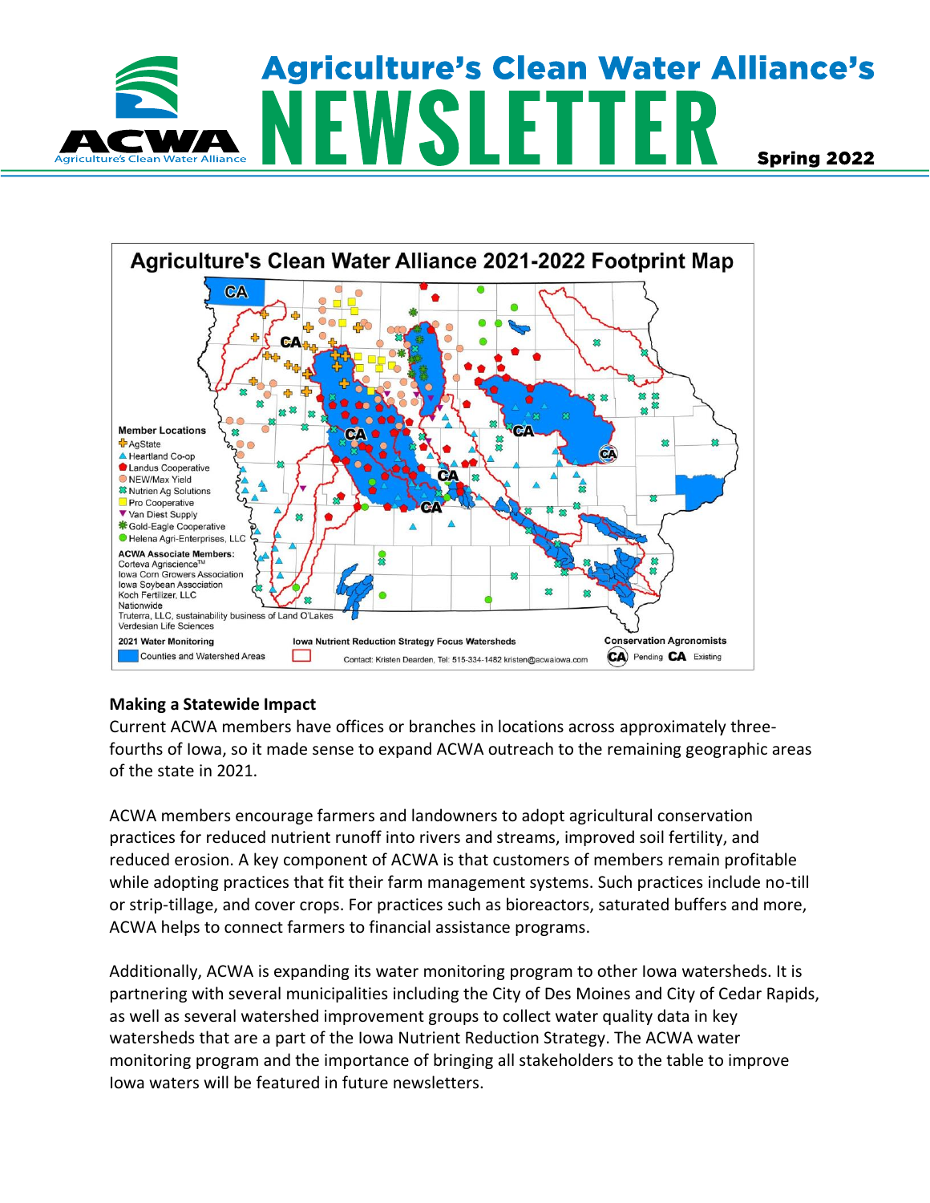# Agriculture's Clean Water Alliance's NEWSLETTER

**Spring 2022**

**Agriculture's Clean Water Alliance 2021-2022 Footprint Map**

Member Locations
- AgState
- Heartland Co-op
- Landus Cooperative
- NEW/Max Yield
- Nutrien Ag Solutions
- Pro Cooperative
- Van Diest Supply
- Gold-Eagle Cooperative
- Helena Agri-Enterprises, LLC

ACWA Associate Members:
Corteva Agriscience™
Iowa Corn Growers Association
Iowa Soybean Association
Koch Fertilizer, LLC
Nationwide
Truterra, LLC, sustainability business of Land O'Lakes
Verdesian Life Sciences

2021 Water Monitoring: Counties and Watershed Areas

Iowa Nutrient Reduction Strategy Focus Watersheds

Conservation Agronomists: CA Pending, CA Existing

Contact: Kristen Dearden, Tel: 515-334-1482 kristen@acwaiowa.com

## Making a Statewide Impact

Current ACWA members have offices or branches in locations across approximately three-fourths of Iowa, so it made sense to expand ACWA outreach to the remaining geographic areas of the state in 2021.

ACWA members encourage farmers and landowners to adopt agricultural conservation practices for reduced nutrient runoff into rivers and streams, improved soil fertility, and reduced erosion. A key component of ACWA is that customers of members remain profitable while adopting practices that fit their farm management systems. Such practices include no-till or strip-tillage, and cover crops. For practices such as bioreactors, saturated buffers and more, ACWA helps to connect farmers to financial assistance programs.

Additionally, ACWA is expanding its water monitoring program to other Iowa watersheds. It is partnering with several municipalities including the City of Des Moines and City of Cedar Rapids, as well as several watershed improvement groups to collect water quality data in key watersheds that are a part of the Iowa Nutrient Reduction Strategy. The ACWA water monitoring program and the importance of bringing all stakeholders to the table to improve Iowa waters will be featured in future newsletters.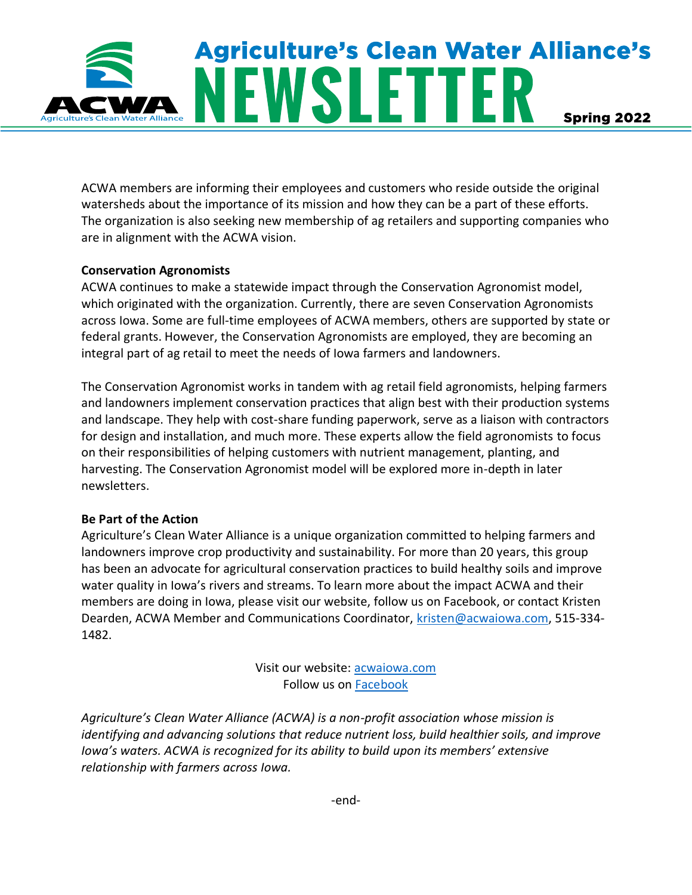ACWA members are informing their employees and customers who reside outside the original watersheds about the importance of its mission and how they can be a part of these efforts. The organization is also seeking new membership of ag retailers and supporting companies who are in alignment with the ACWA vision.

**Conservation Agronomists**

ACWA continues to make a statewide impact through the Conservation Agronomist model, which originated with the organization. Currently, there are seven Conservation Agronomists across Iowa. Some are full-time employees of ACWA members, others are supported by state or federal grants. However, the Conservation Agronomists are employed, they are becoming an integral part of ag retail to meet the needs of Iowa farmers and landowners.

The Conservation Agronomist works in tandem with ag retail field agronomists, helping farmers and landowners implement conservation practices that align best with their production systems and landscape. They help with cost-share funding paperwork, serve as a liaison with contractors for design and installation, and much more. These experts allow the field agronomists to focus on their responsibilities of helping customers with nutrient management, planting, and harvesting. The Conservation Agronomist model will be explored more in-depth in later newsletters.

**Be Part of the Action**

Agriculture's Clean Water Alliance is a unique organization committed to helping farmers and landowners improve crop productivity and sustainability. For more than 20 years, this group has been an advocate for agricultural conservation practices to build healthy soils and improve water quality in Iowa's rivers and streams. To learn more about the impact ACWA and their members are doing in Iowa, please visit our website, follow us on Facebook, or contact Kristen Dearden, ACWA Member and Communications Coordinator, kristen@acwaiowa.com, 515-334-1482.

Visit our website: acwaiowa.com
Follow us on Facebook

*Agriculture's Clean Water Alliance (ACWA) is a non-profit association whose mission is identifying and advancing solutions that reduce nutrient loss, build healthier soils, and improve Iowa's waters. ACWA is recognized for its ability to build upon its members' extensive relationship with farmers across Iowa.*

-end-